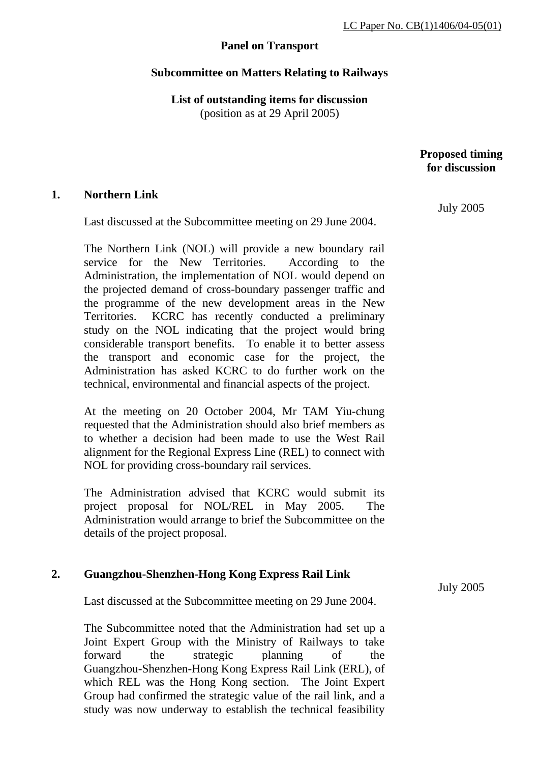LC Paper No. CB(1)1406/04-05(01)

**Panel on Transport**

**Subcommittee on Matters Relating to Railways**

**List of outstanding items for discussion**
(position as at 29 April 2005)

**Proposed timing for discussion**

**1. Northern Link** — July 2005

Last discussed at the Subcommittee meeting on 29 June 2004.

The Northern Link (NOL) will provide a new boundary rail service for the New Territories. According to the Administration, the implementation of NOL would depend on the projected demand of cross-boundary passenger traffic and the programme of the new development areas in the New Territories. KCRC has recently conducted a preliminary study on the NOL indicating that the project would bring considerable transport benefits. To enable it to better assess the transport and economic case for the project, the Administration has asked KCRC to do further work on the technical, environmental and financial aspects of the project.

At the meeting on 20 October 2004, Mr TAM Yiu-chung requested that the Administration should also brief members as to whether a decision had been made to use the West Rail alignment for the Regional Express Line (REL) to connect with NOL for providing cross-boundary rail services.

The Administration advised that KCRC would submit its project proposal for NOL/REL in May 2005. The Administration would arrange to brief the Subcommittee on the details of the project proposal.

**2. Guangzhou-Shenzhen-Hong Kong Express Rail Link** — July 2005

Last discussed at the Subcommittee meeting on 29 June 2004.

The Subcommittee noted that the Administration had set up a Joint Expert Group with the Ministry of Railways to take forward the strategic planning of the Guangzhou-Shenzhen-Hong Kong Express Rail Link (ERL), of which REL was the Hong Kong section. The Joint Expert Group had confirmed the strategic value of the rail link, and a study was now underway to establish the technical feasibility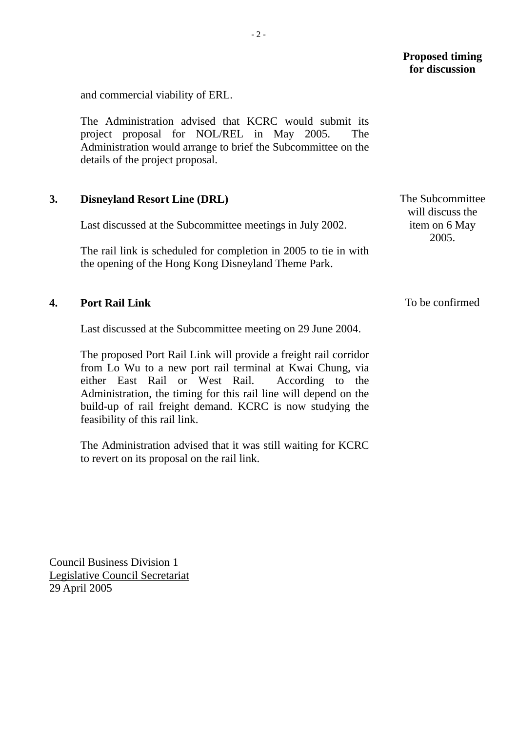**Proposed timing for discussion**

and commercial viability of ERL.

The Administration advised that KCRC would submit its project proposal for NOL/REL in May 2005. The Administration would arrange to brief the Subcommittee on the details of the project proposal.

**3. Disneyland Resort Line (DRL)**

*Proposed timing for discussion:* The Subcommittee will discuss the item on 6 May 2005.

Last discussed at the Subcommittee meetings in July 2002.

The rail link is scheduled for completion in 2005 to tie in with the opening of the Hong Kong Disneyland Theme Park.

**4. Port Rail Link**

*Proposed timing for discussion:* To be confirmed

Last discussed at the Subcommittee meeting on 29 June 2004.

The proposed Port Rail Link will provide a freight rail corridor from Lo Wu to a new port rail terminal at Kwai Chung, via either East Rail or West Rail. According to the Administration, the timing for this rail line will depend on the build-up of rail freight demand. KCRC is now studying the feasibility of this rail link.

The Administration advised that it was still waiting for KCRC to revert on its proposal on the rail link.

Council Business Division 1
Legislative Council Secretariat
29 April 2005